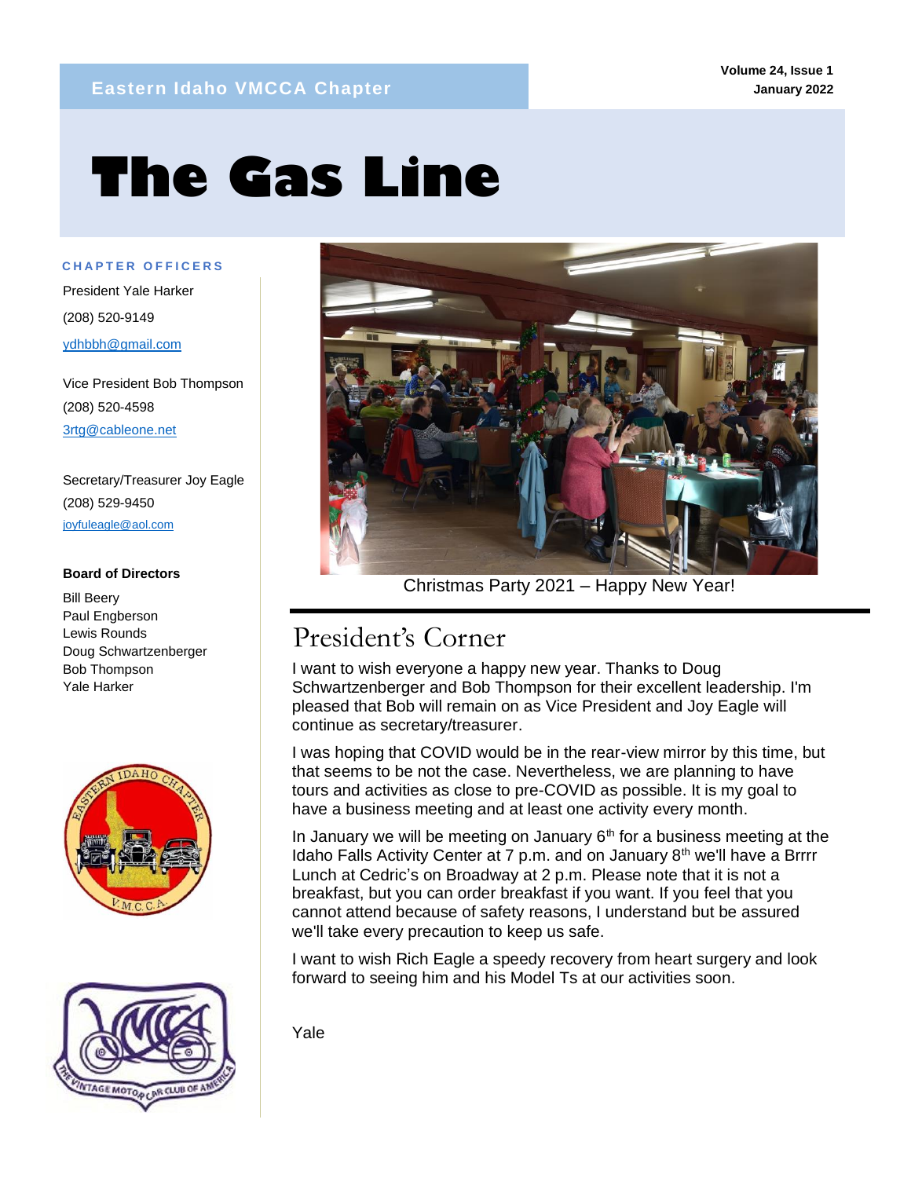Eastern Idaho VMCCA Chapter

Volume 24, Issue 1
January 2022

# The Gas Line

**CHAPTER OFFICERS**

President Yale Harker
(208) 520-9149
ydhbbh@gmail.com

Vice President Bob Thompson
(208) 520-4598
3rtg@cableone.net

Secretary/Treasurer Joy Eagle
(208) 529-9450
joyfuleagle@aol.com

**Board of Directors**

Bill Beery
Paul Engberson
Lewis Rounds
Doug Schwartzenberger
Bob Thompson
Yale Harker

Christmas Party 2021 – Happy New Year!

## President's Corner

I want to wish everyone a happy new year. Thanks to Doug Schwartzenberger and Bob Thompson for their excellent leadership. I'm pleased that Bob will remain on as Vice President and Joy Eagle will continue as secretary/treasurer.

I was hoping that COVID would be in the rear-view mirror by this time, but that seems to be not the case. Nevertheless, we are planning to have tours and activities as close to pre-COVID as possible. It is my goal to have a business meeting and at least one activity every month.

In January we will be meeting on January 6th for a business meeting at the Idaho Falls Activity Center at 7 p.m. and on January 8th we'll have a Brrrr Lunch at Cedric's on Broadway at 2 p.m. Please note that it is not a breakfast, but you can order breakfast if you want. If you feel that you cannot attend because of safety reasons, I understand but be assured we'll take every precaution to keep us safe.

I want to wish Rich Eagle a speedy recovery from heart surgery and look forward to seeing him and his Model Ts at our activities soon.

Yale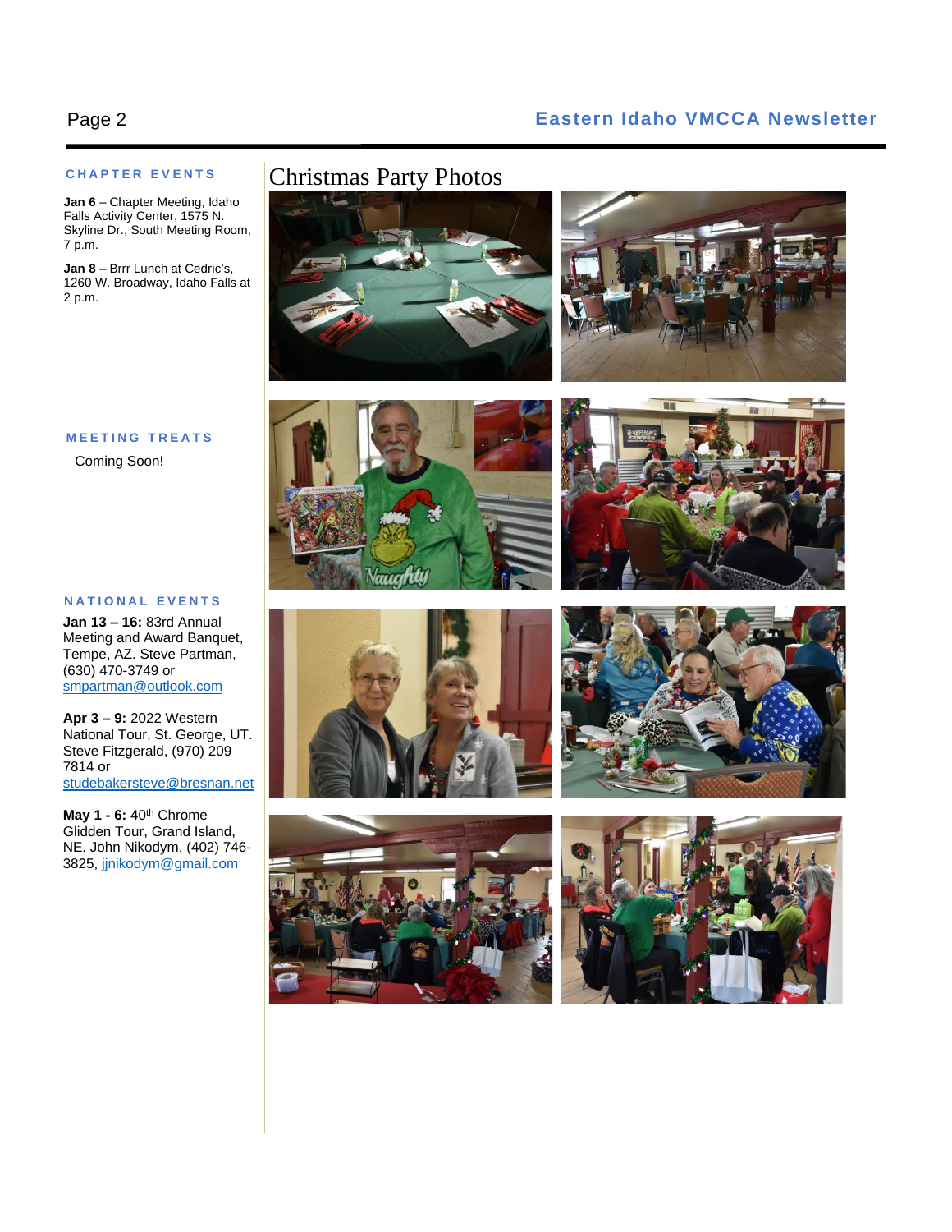## CHAPTER EVENTS

**Jan 6** – Chapter Meeting, Idaho Falls Activity Center, 1575 N. Skyline Dr., South Meeting Room, 7 p.m.

**Jan 8** – Brrr Lunch at Cedric's, 1260 W. Broadway, Idaho Falls at 2 p.m.

## MEETING TREATS

Coming Soon!

## NATIONAL EVENTS

**Jan 13 – 16:** 83rd Annual Meeting and Award Banquet, Tempe, AZ. Steve Partman, (630) 470-3749 or smpartman@outlook.com

**Apr 3 – 9:** 2022 Western National Tour, St. George, UT. Steve Fitzgerald, (970) 209 7814 or studebakersteve@bresnan.net

**May 1 - 6:** 40th Chrome Glidden Tour, Grand Island, NE. John Nikodym, (402) 746-3825, jjnikodym@gmail.com

# Christmas Party Photos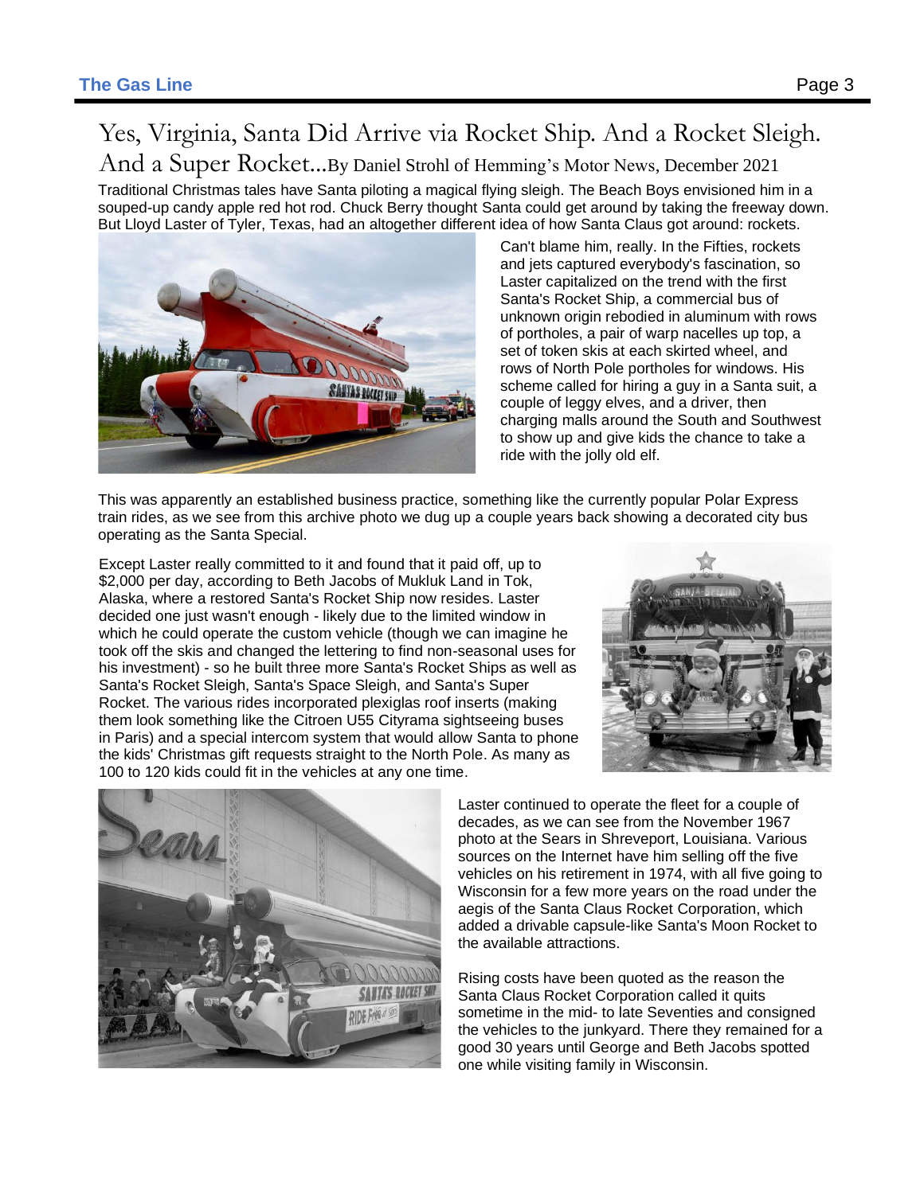# Yes, Virginia, Santa Did Arrive via Rocket Ship. And a Rocket Sleigh. And a Super Rocket...

By Daniel Strohl of Hemming's Motor News, December 2021

Traditional Christmas tales have Santa piloting a magical flying sleigh. The Beach Boys envisioned him in a souped-up candy apple red hot rod. Chuck Berry thought Santa could get around by taking the freeway down. But Lloyd Laster of Tyler, Texas, had an altogether different idea of how Santa Claus got around: rockets.

Can't blame him, really. In the Fifties, rockets and jets captured everybody's fascination, so Laster capitalized on the trend with the first Santa's Rocket Ship, a commercial bus of unknown origin rebodied in aluminum with rows of portholes, a pair of warp nacelles up top, a set of token skis at each skirted wheel, and rows of North Pole portholes for windows. His scheme called for hiring a guy in a Santa suit, a couple of leggy elves, and a driver, then charging malls around the South and Southwest to show up and give kids the chance to take a ride with the jolly old elf.

This was apparently an established business practice, something like the currently popular Polar Express train rides, as we see from this archive photo we dug up a couple years back showing a decorated city bus operating as the Santa Special.

Except Laster really committed to it and found that it paid off, up to $2,000 per day, according to Beth Jacobs of Mukluk Land in Tok, Alaska, where a restored Santa's Rocket Ship now resides. Laster decided one just wasn't enough - likely due to the limited window in which he could operate the custom vehicle (though we can imagine he took off the skis and changed the lettering to find non-seasonal uses for his investment) - so he built three more Santa's Rocket Ships as well as Santa's Rocket Sleigh, Santa's Space Sleigh, and Santa's Super Rocket. The various rides incorporated plexiglas roof inserts (making them look something like the Citroen U55 Cityrama sightseeing buses in Paris) and a special intercom system that would allow Santa to phone the kids' Christmas gift requests straight to the North Pole. As many as 100 to 120 kids could fit in the vehicles at any one time.

Laster continued to operate the fleet for a couple of decades, as we can see from the November 1967 photo at the Sears in Shreveport, Louisiana. Various sources on the Internet have him selling off the five vehicles on his retirement in 1974, with all five going to Wisconsin for a few more years on the road under the aegis of the Santa Claus Rocket Corporation, which added a drivable capsule-like Santa's Moon Rocket to the available attractions.

Rising costs have been quoted as the reason the Santa Claus Rocket Corporation called it quits sometime in the mid- to late Seventies and consigned the vehicles to the junkyard. There they remained for a good 30 years until George and Beth Jacobs spotted one while visiting family in Wisconsin.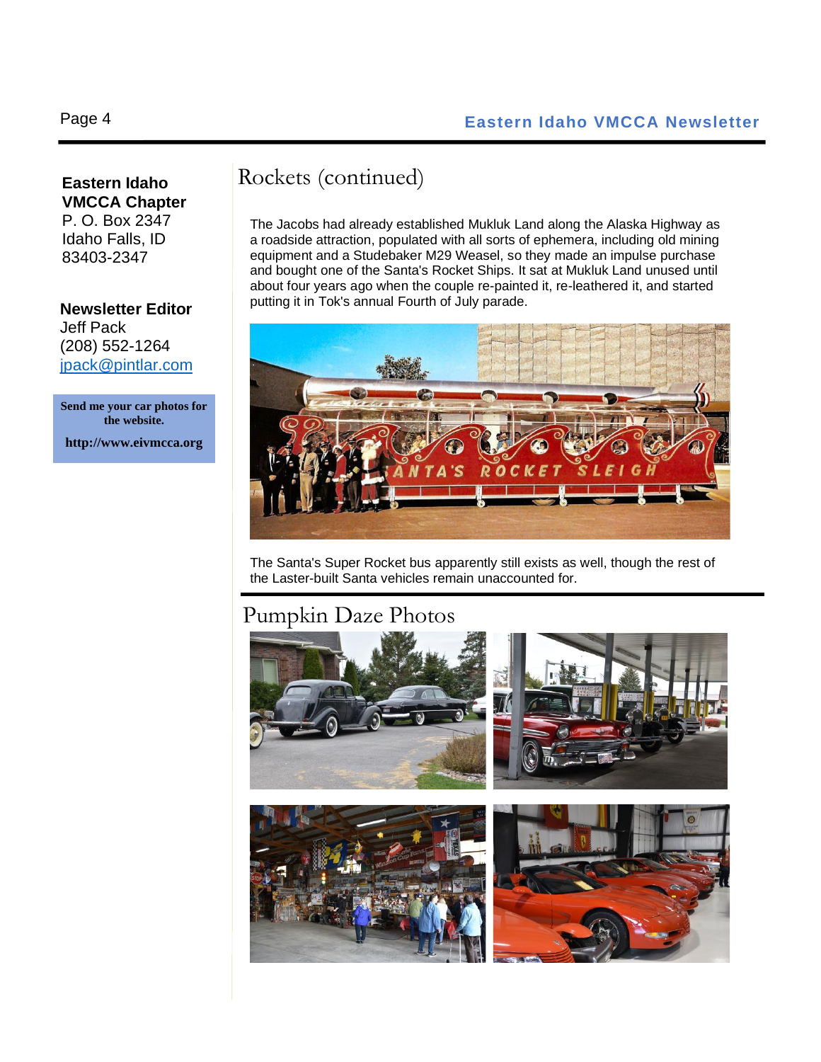**Eastern Idaho VMCCA Chapter**
P. O. Box 2347
Idaho Falls, ID
83403-2347

**Newsletter Editor**
Jeff Pack
(208) 552-1264
jpack@pintlar.com

**Send me your car photos for the website.**

**http://www.eivmcca.org**

# Rockets (continued)

The Jacobs had already established Mukluk Land along the Alaska Highway as a roadside attraction, populated with all sorts of ephemera, including old mining equipment and a Studebaker M29 Weasel, so they made an impulse purchase and bought one of the Santa's Rocket Ships. It sat at Mukluk Land unused until about four years ago when the couple re-painted it, re-leathered it, and started putting it in Tok's annual Fourth of July parade.

The Santa's Super Rocket bus apparently still exists as well, though the rest of the Laster-built Santa vehicles remain unaccounted for.

# Pumpkin Daze Photos